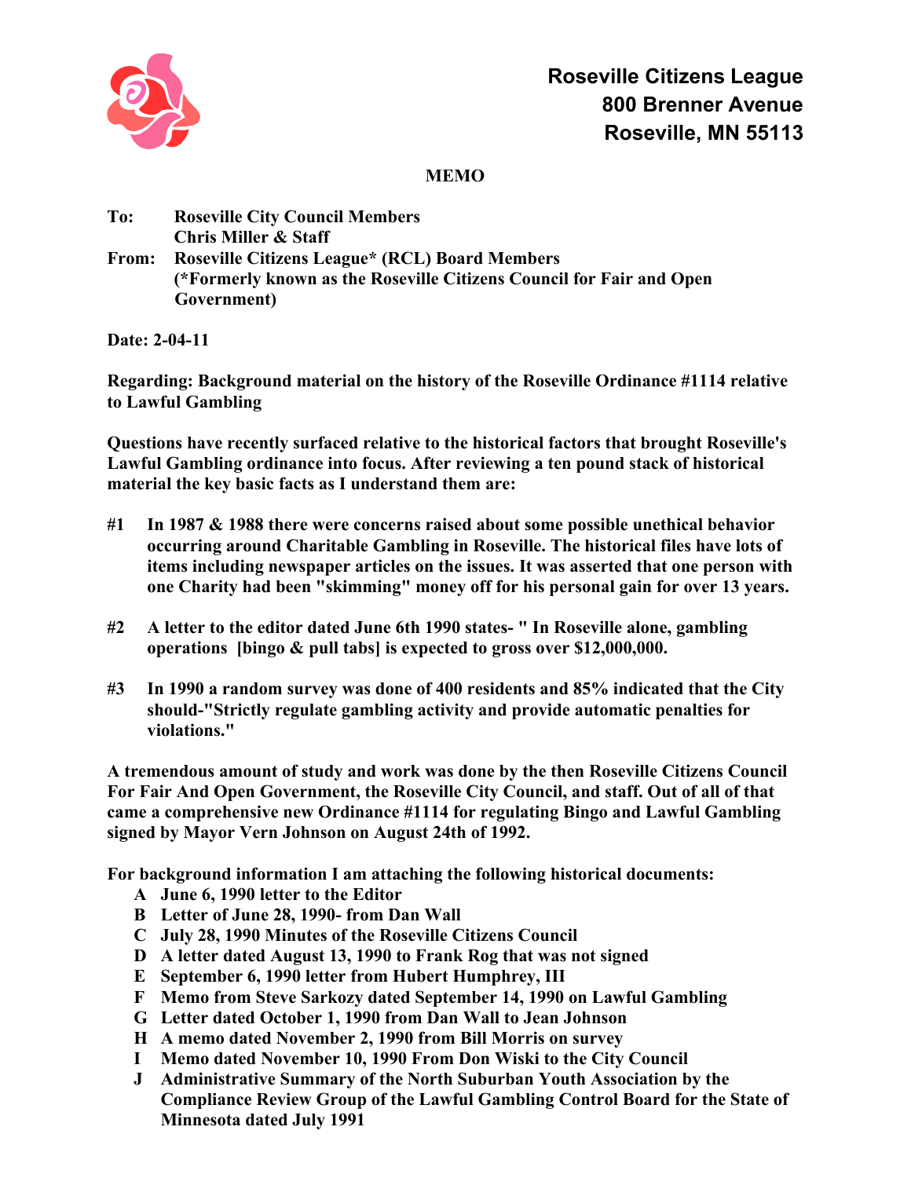**Roseville Citizens League**
**800 Brenner Avenue**
**Roseville, MN 55113**

# MEMO

**To:** Roseville City Council Members
Chris Miller & Staff

**From:** Roseville Citizens League* (RCL) Board Members
(*Formerly known as the Roseville Citizens Council for Fair and Open Government)

**Date:** 2-04-11

**Regarding: Background material on the history of the Roseville Ordinance #1114 relative to Lawful Gambling**

Questions have recently surfaced relative to the historical factors that brought Roseville's Lawful Gambling ordinance into focus. After reviewing a ten pound stack of historical material the key basic facts as I understand them are:

#1 In 1987 & 1988 there were concerns raised about some possible unethical behavior occurring around Charitable Gambling in Roseville. The historical files have lots of items including newspaper articles on the issues. It was asserted that one person with one Charity had been "skimming" money off for his personal gain for over 13 years.

#2 A letter to the editor dated June 6th 1990 states- " In Roseville alone, gambling operations [bingo & pull tabs] is expected to gross over $12,000,000.

#3 In 1990 a random survey was done of 400 residents and 85% indicated that the City should-"Strictly regulate gambling activity and provide automatic penalties for violations."

A tremendous amount of study and work was done by the then Roseville Citizens Council For Fair And Open Government, the Roseville City Council, and staff. Out of all of that came a comprehensive new Ordinance #1114 for regulating Bingo and Lawful Gambling signed by Mayor Vern Johnson on August 24th of 1992.

For background information I am attaching the following historical documents:

- **A** June 6, 1990 letter to the Editor
- **B** Letter of June 28, 1990- from Dan Wall
- **C** July 28, 1990 Minutes of the Roseville Citizens Council
- **D** A letter dated August 13, 1990 to Frank Rog that was not signed
- **E** September 6, 1990 letter from Hubert Humphrey, III
- **F** Memo from Steve Sarkozy dated September 14, 1990 on Lawful Gambling
- **G** Letter dated October 1, 1990 from Dan Wall to Jean Johnson
- **H** A memo dated November 2, 1990 from Bill Morris on survey
- **I** Memo dated November 10, 1990 From Don Wiski to the City Council
- **J** Administrative Summary of the North Suburban Youth Association by the Compliance Review Group of the Lawful Gambling Control Board for the State of Minnesota dated July 1991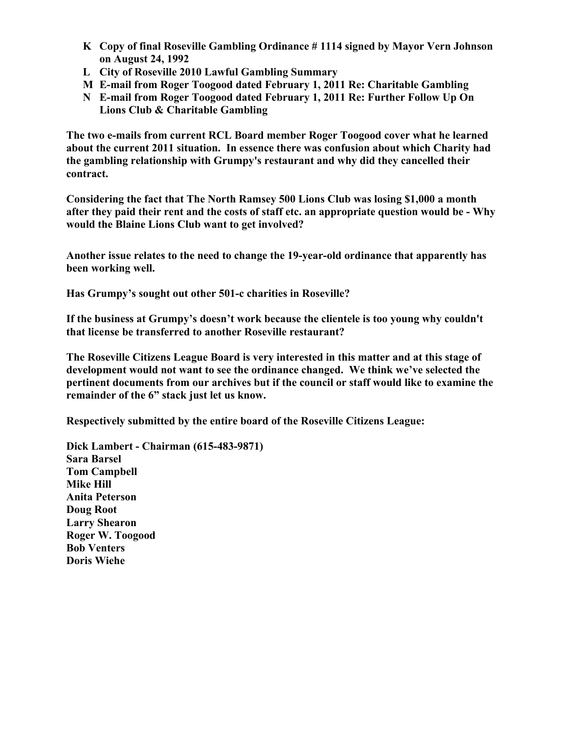**K Copy of final Roseville Gambling Ordinance # 1114 signed by Mayor Vern Johnson on August 24, 1992**
**L City of Roseville 2010 Lawful Gambling Summary**
**M E-mail from Roger Toogood dated February 1, 2011 Re: Charitable Gambling**
**N E-mail from Roger Toogood dated February 1, 2011 Re: Further Follow Up On Lions Club & Charitable Gambling**

**The two e-mails from current RCL Board member Roger Toogood cover what he learned about the current 2011 situation. In essence there was confusion about which Charity had the gambling relationship with Grumpy's restaurant and why did they cancelled their contract.**

**Considering the fact that The North Ramsey 500 Lions Club was losing $1,000 a month after they paid their rent and the costs of staff etc. an appropriate question would be - Why would the Blaine Lions Club want to get involved?**

**Another issue relates to the need to change the 19-year-old ordinance that apparently has been working well.**

**Has Grumpy's sought out other 501-c charities in Roseville?**

**If the business at Grumpy's doesn't work because the clientele is too young why couldn't that license be transferred to another Roseville restaurant?**

**The Roseville Citizens League Board is very interested in this matter and at this stage of development would not want to see the ordinance changed. We think we've selected the pertinent documents from our archives but if the council or staff would like to examine the remainder of the 6" stack just let us know.**

**Respectively submitted by the entire board of the Roseville Citizens League:**

**Dick Lambert - Chairman (615-483-9871)**
**Sara Barsel**
**Tom Campbell**
**Mike Hill**
**Anita Peterson**
**Doug Root**
**Larry Shearon**
**Roger W. Toogood**
**Bob Venters**
**Doris Wiehe**